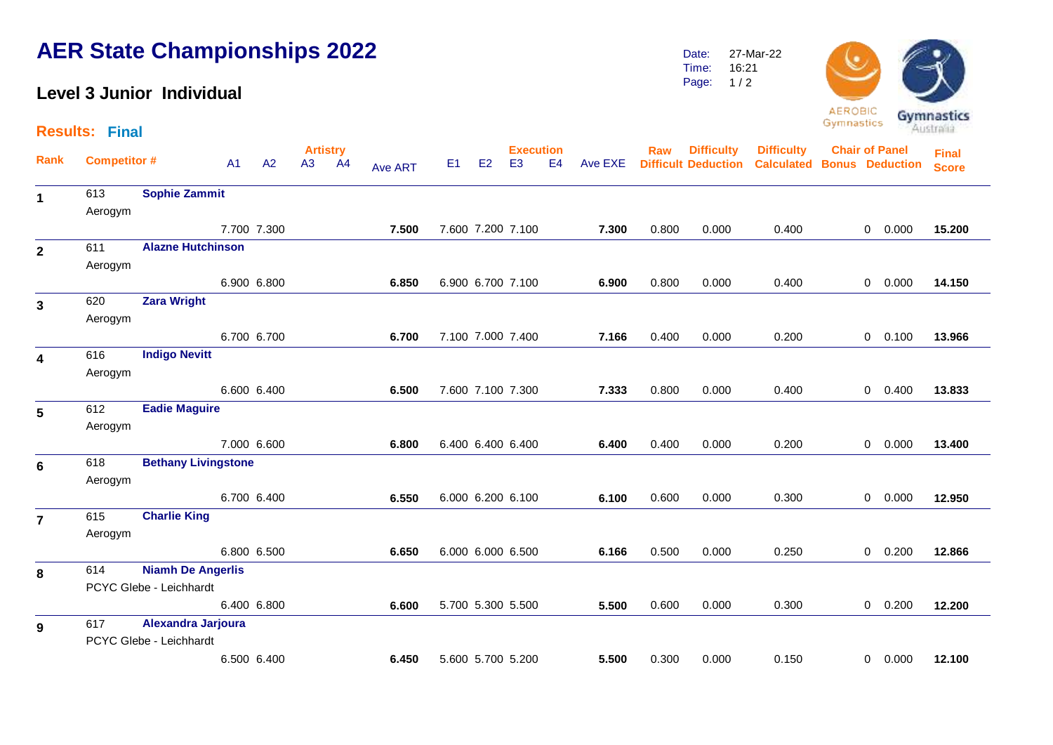# AER State Championships 2022

## Level 3 Junior Individual

Date: 27-Mar-22
Time: 16:21

**Results: Final**

| Rank | Competitor # | | Artistry A1 | A2 | A3 | A4 | Ave ART | Execution E1 | E2 | E3 | E4 | Ave EXE | Raw Difficult | Difficulty Deduction | Difficulty Calculated | Chair of Panel Bonus | Deduction | Final Score |
|---|---|---|---|---|---|---|---|---|---|---|---|---|---|---|---|---|---|---|
| 1 | 613 | **Sophie Zammit** | | | | | | | | | | | | | | | | |
| | Aerogym | | | | | | | | | | | | | | | | | |
| | | | 7.700 | 7.300 | | | **7.500** | 7.600 | 7.200 | 7.100 | | **7.300** | 0.800 | 0.000 | 0.400 | 0 | 0.000 | **15.200** |
| 2 | 611 | **Alazne Hutchinson** | | | | | | | | | | | | | | | | |
| | Aerogym | | | | | | | | | | | | | | | | | |
| | | | 6.900 | 6.800 | | | **6.850** | 6.900 | 6.700 | 7.100 | | **6.900** | 0.800 | 0.000 | 0.400 | 0 | 0.000 | **14.150** |
| 3 | 620 | **Zara Wright** | | | | | | | | | | | | | | | | |
| | Aerogym | | | | | | | | | | | | | | | | | |
| | | | 6.700 | 6.700 | | | **6.700** | 7.100 | 7.000 | 7.400 | | **7.166** | 0.400 | 0.000 | 0.200 | 0 | 0.100 | **13.966** |
| 4 | 616 | **Indigo Nevitt** | | | | | | | | | | | | | | | | |
| | Aerogym | | | | | | | | | | | | | | | | | |
| | | | 6.600 | 6.400 | | | **6.500** | 7.600 | 7.100 | 7.300 | | **7.333** | 0.800 | 0.000 | 0.400 | 0 | 0.400 | **13.833** |
| 5 | 612 | **Eadie Maguire** | | | | | | | | | | | | | | | | |
| | Aerogym | | | | | | | | | | | | | | | | | |
| | | | 7.000 | 6.600 | | | **6.800** | 6.400 | 6.400 | 6.400 | | **6.400** | 0.400 | 0.000 | 0.200 | 0 | 0.000 | **13.400** |
| 6 | 618 | **Bethany Livingstone** | | | | | | | | | | | | | | | | |
| | Aerogym | | | | | | | | | | | | | | | | | |
| | | | 6.700 | 6.400 | | | **6.550** | 6.000 | 6.200 | 6.100 | | **6.100** | 0.600 | 0.000 | 0.300 | 0 | 0.000 | **12.950** |
| 7 | 615 | **Charlie King** | | | | | | | | | | | | | | | | |
| | Aerogym | | | | | | | | | | | | | | | | | |
| | | | 6.800 | 6.500 | | | **6.650** | 6.000 | 6.000 | 6.500 | | **6.166** | 0.500 | 0.000 | 0.250 | 0 | 0.200 | **12.866** |
| 8 | 614 | **Niamh De Angerlis** | | | | | | | | | | | | | | | | |
| | PCYC Glebe - Leichhardt | | | | | | | | | | | | | | | | | |
| | | | 6.400 | 6.800 | | | **6.600** | 5.700 | 5.300 | 5.500 | | **5.500** | 0.600 | 0.000 | 0.300 | 0 | 0.200 | **12.200** |
| 9 | 617 | **Alexandra Jarjoura** | | | | | | | | | | | | | | | | |
| | PCYC Glebe - Leichhardt | | | | | | | | | | | | | | | | | |
| | | | 6.500 | 6.400 | | | **6.450** | 5.600 | 5.700 | 5.200 | | **5.500** | 0.300 | 0.000 | 0.150 | 0 | 0.000 | **12.100** |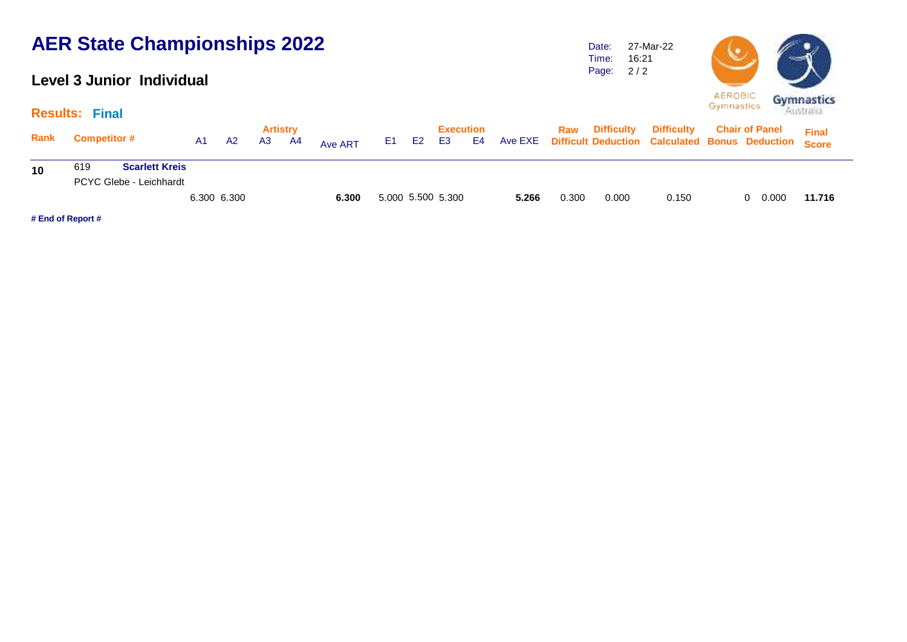# AER State Championships 2022

## Level 3 Junior Individual

Date: 27-Mar-22
Time: 16:21
Page: 2 / 2

**Results: Final**

| Rank | Competitor # | | A1 | A2 | A3 | A4 | Ave ART | E1 | E2 | E3 | E4 | Ave EXE | Raw Difficult | Difficulty Deduction | Difficulty Calculated | Chair of Panel Bonus | Chair of Panel Deduction | Final Score |
|---|---|---|---|---|---|---|---|---|---|---|---|---|---|---|---|---|---|---|
| **10** | 619 | **Scarlett Kreis** | | | | | | | | | | | | | | | | |
| | PCYC Glebe - Leichhardt | | | | | | | | | | | | | | | | | |
| | | | 6.300 | 6.300 | | | **6.300** | 5.000 | 5.500 | 5.300 | | **5.266** | 0.300 | 0.000 | 0.150 | 0 | 0.000 | **11.716** |

**# End of Report #**